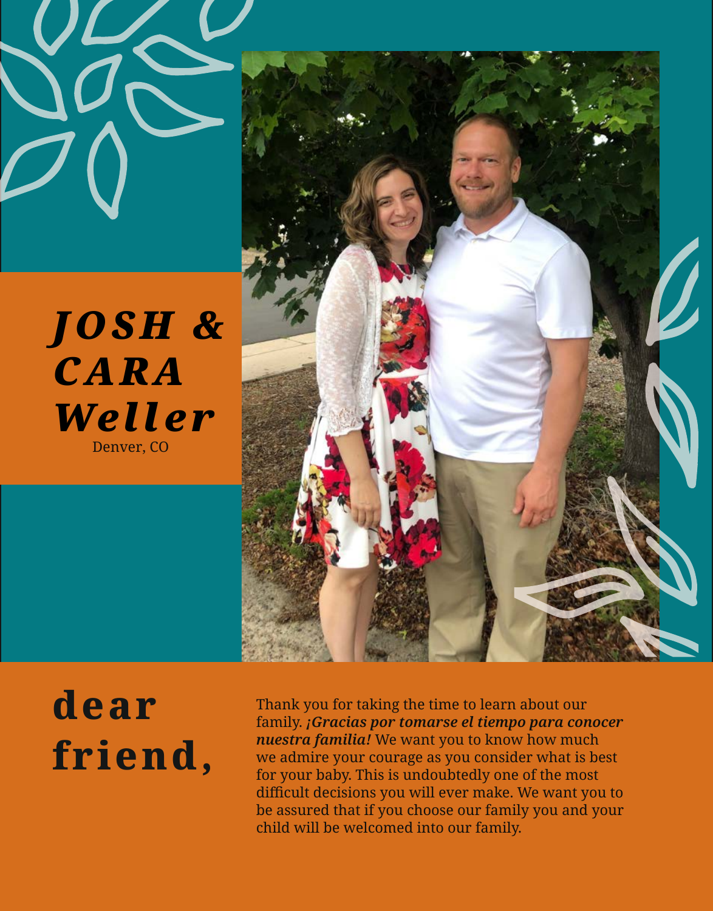# *JOSH & CARA Weller*

Denver, CO

## dear friend,

Thank you for taking the time to learn about our family. ***¡Gracias por tomarse el tiempo para conocer nuestra familia!*** We want you to know how much we admire your courage as you consider what is best for your baby. This is undoubtedly one of the most difficult decisions you will ever make. We want you to be assured that if you choose our family you and your child will be welcomed into our family.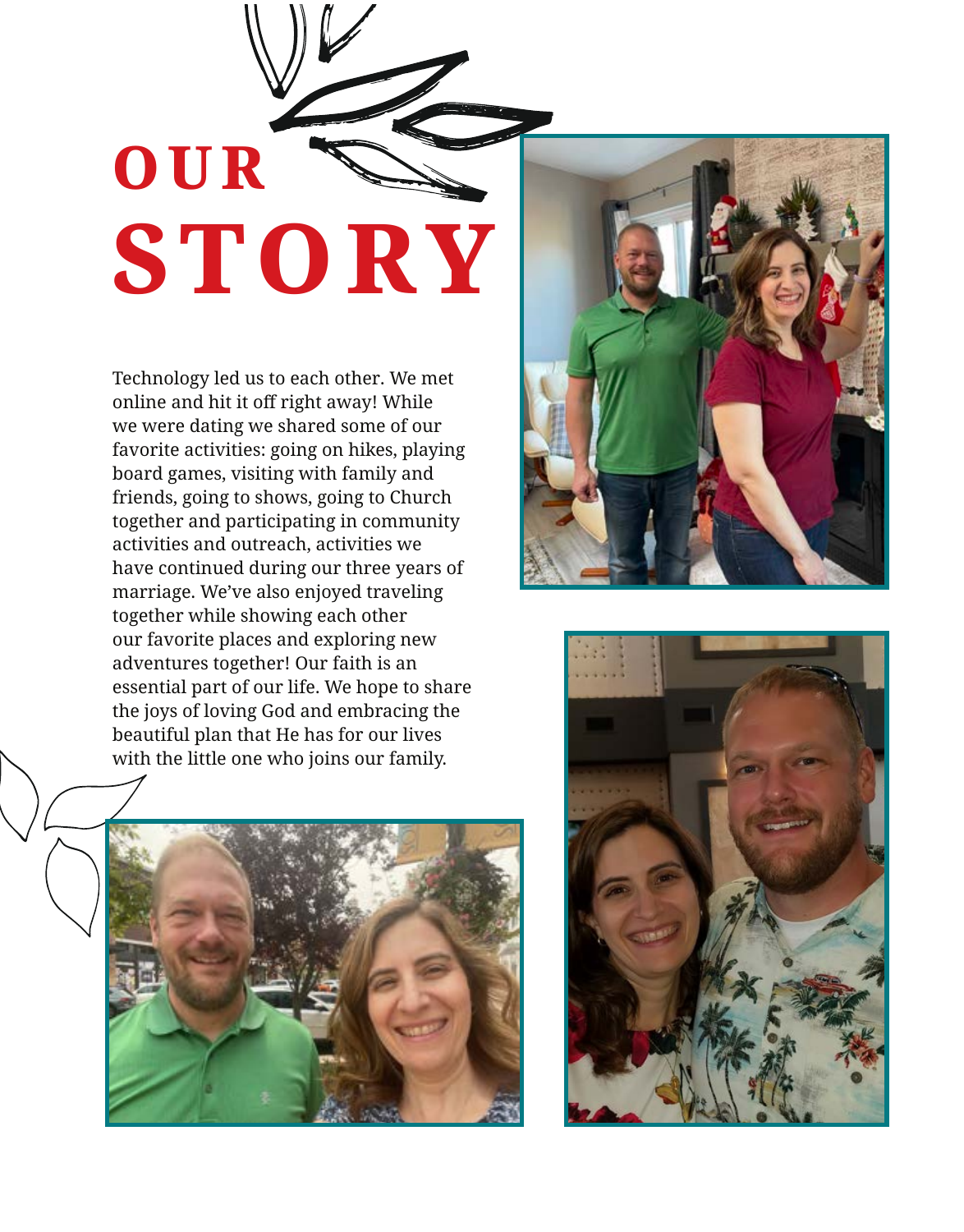# OUR STORY

Technology led us to each other. We met online and hit it off right away! While we were dating we shared some of our favorite activities: going on hikes, playing board games, visiting with family and friends, going to shows, going to Church together and participating in community activities and outreach, activities we have continued during our three years of marriage. We've also enjoyed traveling together while showing each other our favorite places and exploring new adventures together! Our faith is an essential part of our life. We hope to share the joys of loving God and embracing the beautiful plan that He has for our lives with the little one who joins our family.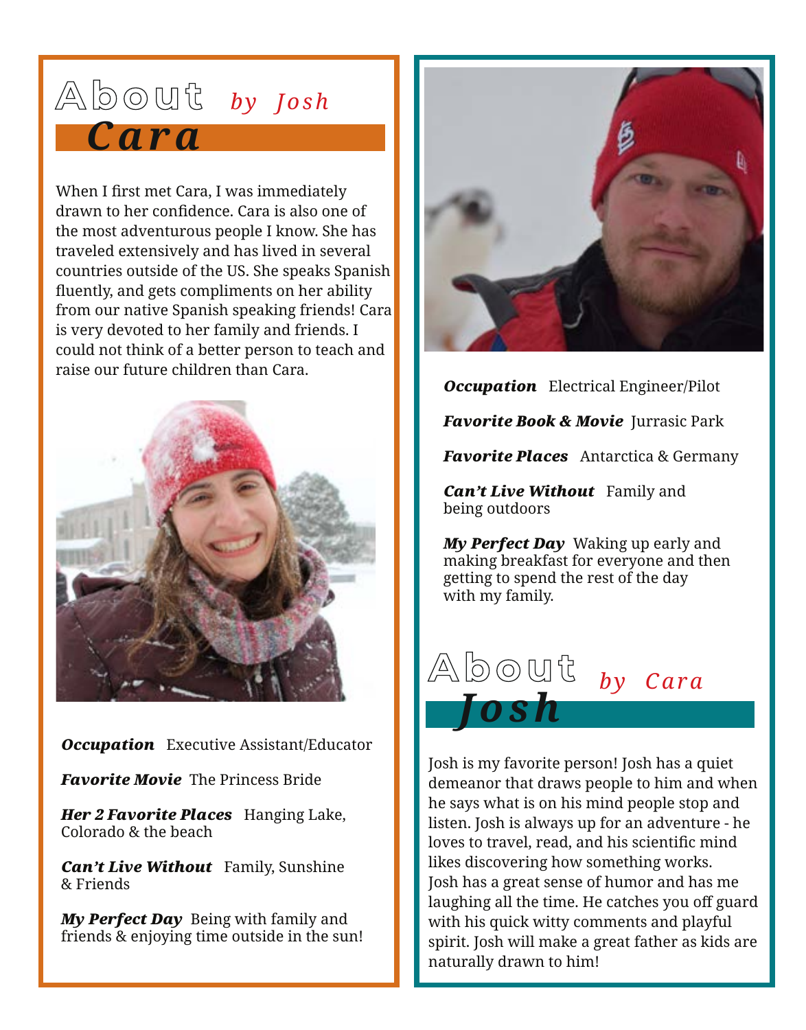# About Cara *by Josh*

When I first met Cara, I was immediately drawn to her confidence. Cara is also one of the most adventurous people I know. She has traveled extensively and has lived in several countries outside of the US. She speaks Spanish fluently, and gets compliments on her ability from our native Spanish speaking friends! Cara is very devoted to her family and friends. I could not think of a better person to teach and raise our future children than Cara.

***Occupation*** Executive Assistant/Educator

***Favorite Movie*** The Princess Bride

***Her 2 Favorite Places*** Hanging Lake, Colorado & the beach

***Can't Live Without*** Family, Sunshine & Friends

***My Perfect Day*** Being with family and friends & enjoying time outside in the sun!

***Occupation*** Electrical Engineer/Pilot

***Favorite Book & Movie*** Jurrasic Park

***Favorite Places*** Antarctica & Germany

***Can't Live Without*** Family and being outdoors

***My Perfect Day*** Waking up early and making breakfast for everyone and then getting to spend the rest of the day with my family.

# About Josh *by Cara*

Josh is my favorite person! Josh has a quiet demeanor that draws people to him and when he says what is on his mind people stop and listen. Josh is always up for an adventure - he loves to travel, read, and his scientific mind likes discovering how something works. Josh has a great sense of humor and has me laughing all the time. He catches you off guard with his quick witty comments and playful spirit. Josh will make a great father as kids are naturally drawn to him!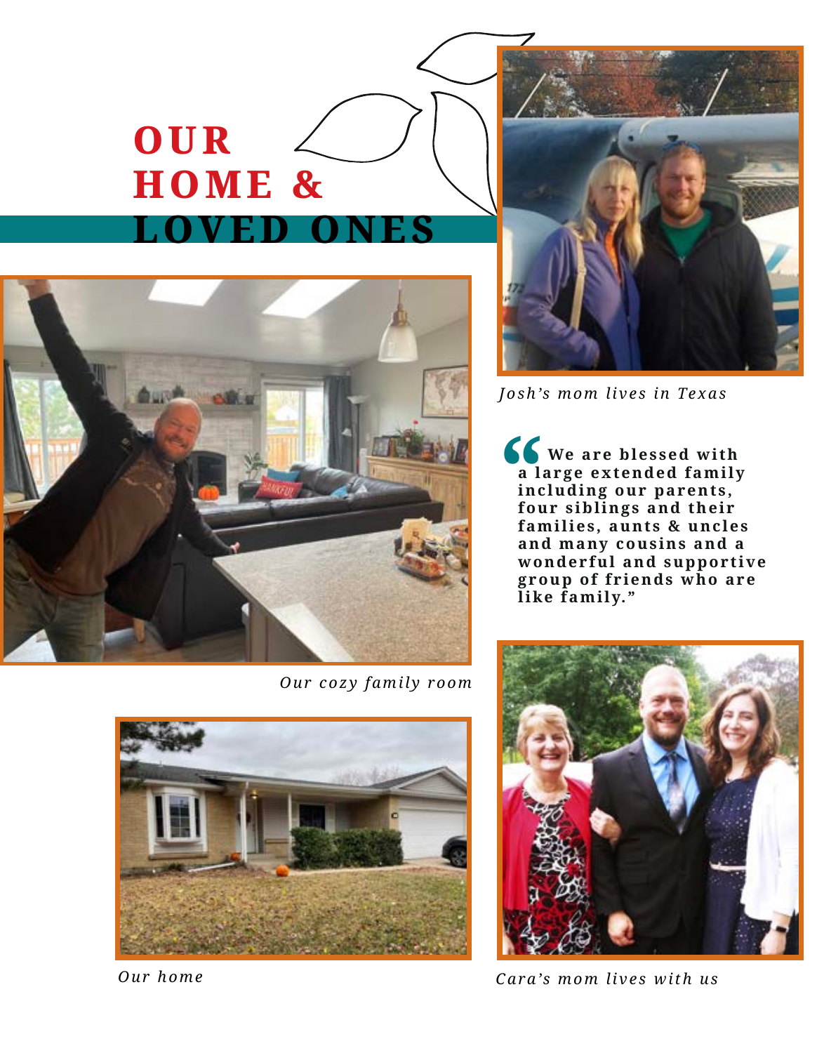# OUR HOME & LOVED ONES

*Josh's mom lives in Texas*

> "We are blessed with a large extended family including our parents, four siblings and their families, aunts & uncles and many cousins and a wonderful and supportive group of friends who are like family."

*Our cozy family room*

*Our home*

*Cara's mom lives with us*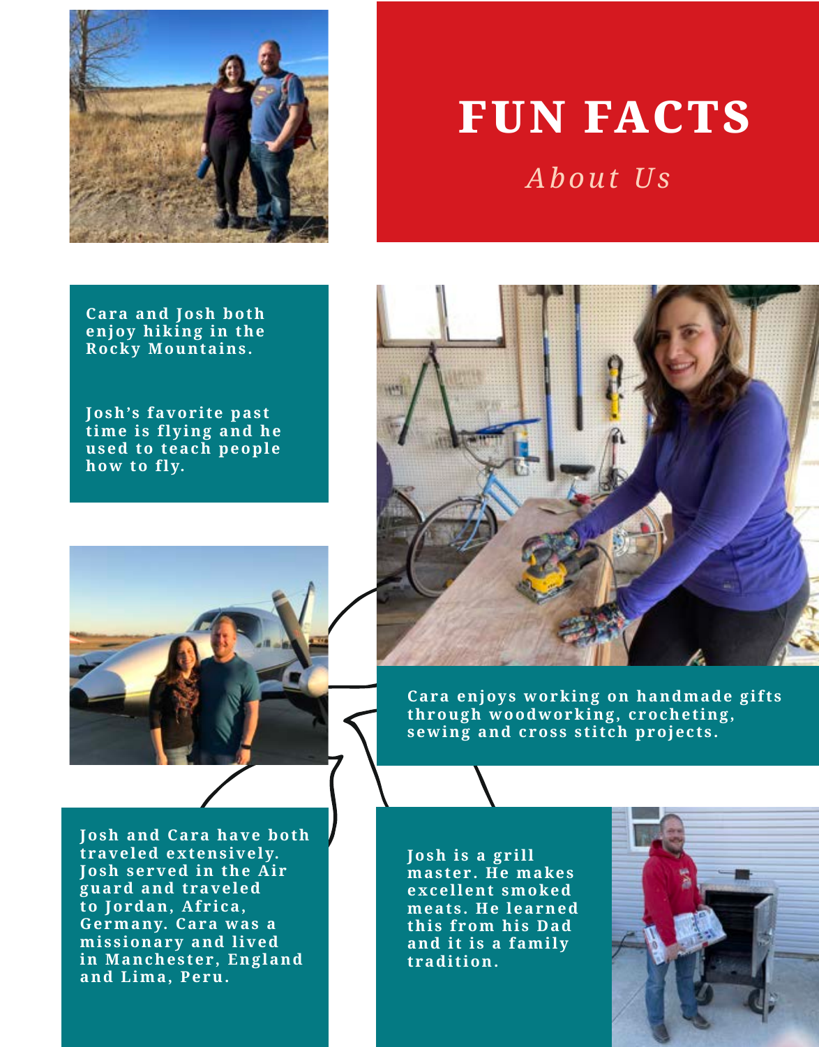# FUN FACTS

*About Us*

Cara and Josh both enjoy hiking in the Rocky Mountains.

Josh's favorite past time is flying and he used to teach people how to fly.

Cara enjoys working on handmade gifts through woodworking, crocheting, sewing and cross stitch projects.

Josh and Cara have both traveled extensively. Josh served in the Air guard and traveled to Jordan, Africa, Germany. Cara was a missionary and lived in Manchester, England and Lima, Peru.

Josh is a grill master. He makes excellent smoked meats. He learned this from his Dad and it is a family tradition.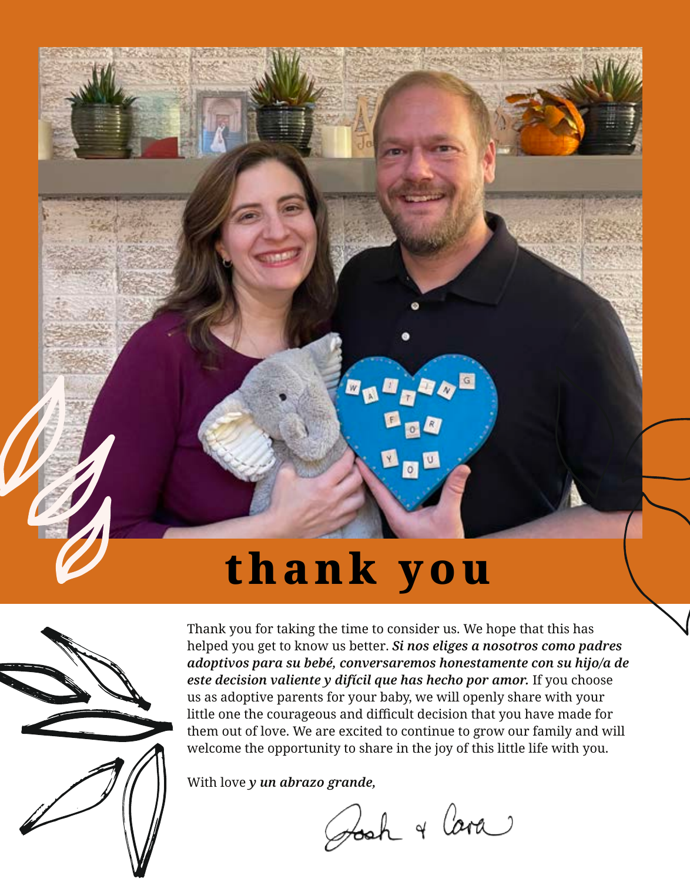# thank you

Thank you for taking the time to consider us. We hope that this has helped you get to know us better. ***Si nos eliges a nosotros como padres adoptivos para su bebé, conversaremos honestamente con su hijo/a de este decision valiente y difícil que has hecho por amor.*** If you choose us as adoptive parents for your baby, we will openly share with your little one the courageous and difficult decision that you have made for them out of love. We are excited to continue to grow our family and will welcome the opportunity to share in the joy of this little life with you.

With love ***y un abrazo grande,***

Josh & Cara